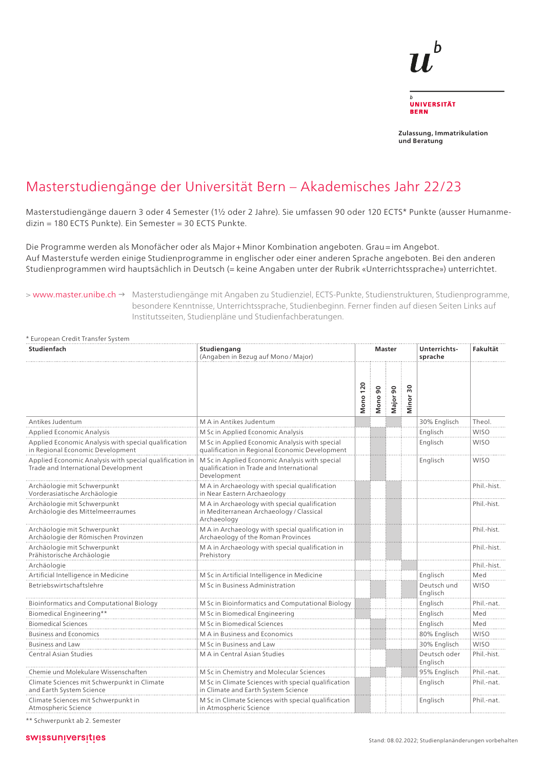**UNIVERSITÄT BERN**

**Zulassung, Immatrikulation und Beratung**

# Masterstudiengänge der Universität Bern – Akademisches Jahr 22/23

Masterstudiengänge dauern 3 oder 4 Semester (1½ oder 2 Jahre). Sie umfassen 90 oder 120 ECTS* Punkte (ausser Humanmedizin = 180 ECTS Punkte). Ein Semester = 30 ECTS Punkte.

Die Programme werden als Monofächer oder als Major + Minor Kombination angeboten. Grau = im Angebot.
Auf Masterstufe werden einige Studienprogramme in englischer oder einer anderen Sprache angeboten. Bei den anderen Studienprogrammen wird hauptsächlich in Deutsch (= keine Angaben unter der Rubrik «Unterrichtssprache») unterrichtet.

> www.master.unibe.ch → Masterstudiengänge mit Angaben zu Studienziel, ECTS-Punkte, Studienstrukturen, Studienprogramme, besondere Kenntnisse, Unterrichtssprache, Studienbeginn. Ferner finden auf diesen Seiten Links auf Institutsseiten, Studienpläne und Studienfachberatungen.

\* European Credit Transfer System

| Studienfach | Studiengang (Angaben in Bezug auf Mono / Major) | Master | | | | Unterrichts­sprache | Fakultät |
|---|---|---|---|---|---|---|---|
| | | Mono 120 | Mono 90 | Major 90 | Minor 30 | | |
| Antikes Judentum | M A in Antikes Judentum | x | | x | | 30% Englisch | Theol. |
| Applied Economic Analysis | M Sc in Applied Economic Analysis | | x | | | Englisch | WISO |
| Applied Economic Analysis with special qualification in Regional Economic Development | M Sc in Applied Economic Analysis with special qualification in Regional Economic Development | | x | | | Englisch | WISO |
| Applied Economic Analysis with special qualification in Trade and International Development | M Sc in Applied Economic Analysis with special qualification in Trade and International Development | | x | | | Englisch | WISO |
| Archäologie mit Schwerpunkt Vorderasiatische Archäologie | M A in Archaeology with special qualification in Near Eastern Archaeology | x | | x | | | Phil.-hist. |
| Archäologie mit Schwerpunkt Archäologie des Mittelmeerraumes | M A in Archaeology with special qualification in Mediterranean Archaeology / Classical Archaeology | x | | x | | | Phil.-hist. |
| Archäologie mit Schwerpunkt Archäologie der Römischen Provinzen | M A in Archaeology with special qualification in Archaeology of the Roman Provinces | x | | x | | | Phil.-hist. |
| Archäologie mit Schwerpunkt Prähistorische Archäologie | M A in Archaeology with special qualification in Prehistory | x | | x | | | Phil.-hist. |
| Archäologie | | | | | x | | Phil.-hist. |
| Artificial Intelligence in Medicine | M Sc in Artificial Intelligence in Medicine | x | | | | Englisch | Med |
| Betriebswirtschaftslehre | M Sc in Business Administration | | x | | | Deutsch und Englisch | WISO |
| Bioinformatics and Computational Biology | M Sc in Bioinformatics and Computational Biology | x | | | | Englisch | Phil.-nat. |
| Biomedical Engineering** | M Sc in Biomedical Engineering | x | | | | Englisch | Med |
| Biomedical Sciences | M Sc in Biomedical Sciences | | x | | | Englisch | Med |
| Business and Economics | M A in Business and Economics | | x | | | 80% Englisch | WISO |
| Business and Law | M Sc in Business and Law | | x | | | 30% Englisch | WISO |
| Central Asian Studies | M A in Central Asian Studies | | | x | x | Deutsch oder Englisch | Phil.-hist. |
| Chemie und Molekulare Wissenschaften | M Sc in Chemistry and Molecular Sciences | | x | | | 95% Englisch | Phil.-nat. |
| Climate Sciences mit Schwerpunkt in Climate and Earth System Science | M Sc in Climate Sciences with special qualification in Climate and Earth System Science | x | | | | Englisch | Phil.-nat. |
| Climate Sciences mit Schwerpunkt in Atmospheric Science | M Sc in Climate Sciences with special qualification in Atmospheric Science | x | | | | Englisch | Phil.-nat. |

\*\* Schwerpunkt ab 2. Semester

swissuniversities

Stand: 08.02.2022; Studienplanänderungen vorbehalten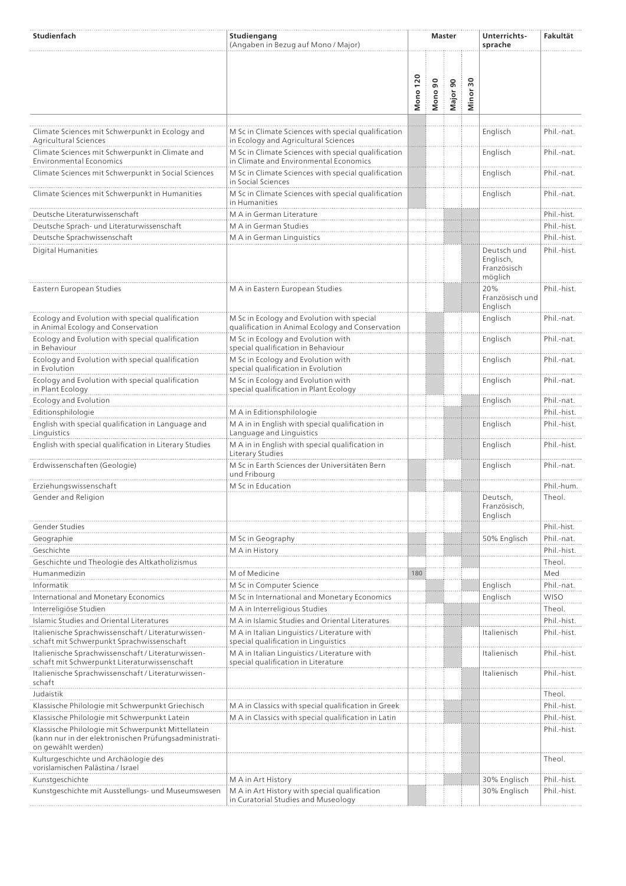| Studienfach | Studiengang (Angaben in Bezug auf Mono / Major) | Master | | | | Unterrichts­sprache | Fakultät |
|---|---|---|---|---|---|---|---|
| | | Mono 120 | Mono 90 | Major 90 | Minor 30 | | |
| Climate Sciences mit Schwerpunkt in Ecology and Agricultural Sciences | M Sc in Climate Sciences with special qualification in Ecology and Agricultural Sciences | x | | | | Englisch | Phil.-nat. |
| Climate Sciences mit Schwerpunkt in Climate and Environmental Economics | M Sc in Climate Sciences with special qualification in Climate and Environmental Economics | x | | | | Englisch | Phil.-nat. |
| Climate Sciences mit Schwerpunkt in Social Sciences | M Sc in Climate Sciences with special qualification in Social Sciences | x | | | | Englisch | Phil.-nat. |
| Climate Sciences mit Schwerpunkt in Humanities | M Sc in Climate Sciences with special qualification in Humanities | x | | | | Englisch | Phil.-nat. |
| Deutsche Literaturwissenschaft | M A in German Literature | | | x | x | | Phil.-hist. |
| Deutsche Sprach- und Literaturwissenschaft | M A in German Studies | | | x | x | | Phil.-hist. |
| Deutsche Sprachwissenschaft | M A in German Linguistics | | | x | x | | Phil.-hist. |
| Digital Humanities | | | | | x | Deutsch und Englisch, Französisch möglich | Phil.-hist. |
| Eastern European Studies | M A in Eastern European Studies | | | x | x | 20% Französisch und Englisch | Phil.-hist. |
| Ecology and Evolution with special qualification in Animal Ecology and Conservation | M Sc in Ecology and Evolution with special qualification in Animal Ecology and Conservation | | x | | | Englisch | Phil.-nat. |
| Ecology and Evolution with special qualification in Behaviour | M Sc in Ecology and Evolution with special qualification in Behaviour | | x | | | Englisch | Phil.-nat. |
| Ecology and Evolution with special qualification in Evolution | M Sc in Ecology and Evolution with special qualification in Evolution | | x | | | Englisch | Phil.-nat. |
| Ecology and Evolution with special qualification in Plant Ecology | M Sc in Ecology and Evolution with special qualification in Plant Ecology | | x | | | Englisch | Phil.-nat. |
| Ecology and Evolution | | | | | x | Englisch | Phil.-nat. |
| Editionsphilologie | M A in Editionsphilologie | | | x | x | | Phil.-hist. |
| English with special qualification in Language and Linguistics | M A in in English with special qualification in Language and Linguistics | | | x | x | Englisch | Phil.-hist. |
| English with special qualification in Literary Studies | M A in in English with special qualification in Literary Studies | | | x | x | Englisch | Phil.-hist. |
| Erdwissenschaften (Geologie) | M Sc in Earth Sciences der Universitäten Bern und Fribourg | x | | | x | Englisch | Phil.-nat. |
| Erziehungswissenschaft | M Sc in Education | x | | x | x | | Phil.-hum. |
| Gender and Religion | | | | | x | Deutsch, Französisch, Englisch | Theol. |
| Gender Studies | | | | | x | | Phil.-hist. |
| Geographie | M Sc in Geography | x | | x | x | 50% Englisch | Phil.-nat. |
| Geschichte | M A in History | x | | x | x | | Phil.-hist. |
| Geschichte und Theologie des Altkatholizismus | | | | x | x | | Theol. |
| Humanmedizin | M of Medicine | 180 | | | | | Med |
| Informatik | M Sc in Computer Science | | x | | x | Englisch | Phil.-nat. |
| International and Monetary Economics | M Sc in International and Monetary Economics | | x | | | Englisch | WISO |
| Interreligiöse Studien | M A in Interreligious Studies | | | x | x | | Theol. |
| Islamic Studies and Oriental Literatures | M A in Islamic Studies and Oriental Literatures | | | x | x | | Phil.-hist. |
| Italienische Sprachwissenschaft / Literaturwissen­schaft mit Schwerpunkt Sprachwissenschaft | M A in Italian Linguistics / Literature with special qualification in Linguistics | | | x | x | Italienisch | Phil.-hist. |
| Italienische Sprachwissenschaft / Literaturwissen­schaft mit Schwerpunkt Literaturwissenschaft | M A in Italian Linguistics / Literature with special qualification in Literature | | | x | x | Italienisch | Phil.-hist. |
| Italienische Sprachwissenschaft / Literaturwissen­schaft | | | | | x | Italienisch | Phil.-hist. |
| Judaistik | | | | | x | | Theol. |
| Klassische Philologie mit Schwerpunkt Griechisch | M A in Classics with special qualification in Greek | | | x | x | | Phil.-hist. |
| Klassische Philologie mit Schwerpunkt Latein | M A in Classics with special qualification in Latin | | | x | x | | Phil.-hist. |
| Klassische Philologie mit Schwerpunkt Mittellatein (kann nur in der elektronischen Prüfungsadministrati­on gewählt werden) | | | | | x | | Phil.-hist. |
| Kulturgeschichte und Archäologie des vorislamischen Palästina / Israel | | | | | x | | Theol. |
| Kunstgeschichte | M A in Art History | | | x | x | 30% Englisch | Phil.-hist. |
| Kunstgeschichte mit Ausstellungs- und Museumswesen | M A in Art History with special qualification in Curatorial Studies and Museology | x | | | | 30% Englisch | Phil.-hist. |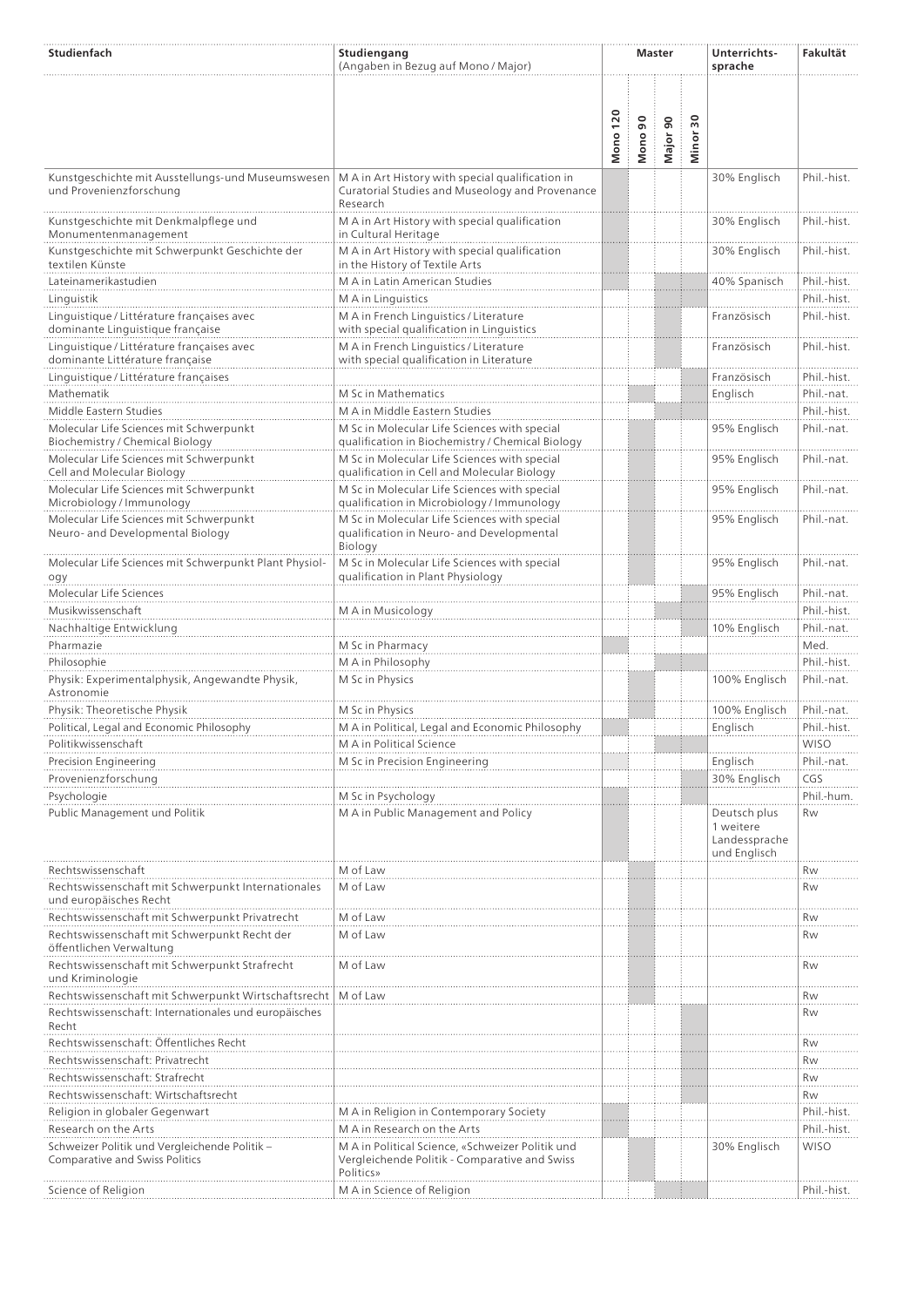| Studienfach | Studiengang (Angaben in Bezug auf Mono / Major) | Master | | | | Unterrichts-sprache | Fakultät |
|---|---|---|---|---|---|---|---|
| | | Mono 120 | Mono 90 | Major 90 | Minor 30 | | |
| Kunstgeschichte mit Ausstellungs-und Museumswesen und Provenienzforschung | M A in Art History with special qualification in Curatorial Studies and Museology and Provenance Research | x | | | | 30% Englisch | Phil.-hist. |
| Kunstgeschichte mit Denkmalpflege und Monumentenmanagement | M A in Art History with special qualification in Cultural Heritage | x | | | | 30% Englisch | Phil.-hist. |
| Kunstgeschichte mit Schwerpunkt Geschichte der textilen Künste | M A in Art History with special qualification in the History of Textile Arts | x | | | | 30% Englisch | Phil.-hist. |
| Lateinamerikastudien | M A in Latin American Studies | | | x | x | 40% Spanisch | Phil.-hist. |
| Linguistik | M A in Linguistics | | | x | x | | Phil.-hist. |
| Linguistique / Littérature françaises avec dominante Linguistique française | M A in French Linguistics / Literature with special qualification in Linguistics | | | x | | Französisch | Phil.-hist. |
| Linguistique / Littérature françaises avec dominante Littérature française | M A in French Linguistics / Literature with special qualification in Literature | | | x | | Französisch | Phil.-hist. |
| Linguistique / Littérature françaises | | | | | x | Französisch | Phil.-hist. |
| Mathematik | M Sc in Mathematics | | x | | x | Englisch | Phil.-nat. |
| Middle Eastern Studies | M A in Middle Eastern Studies | | | x | x | | Phil.-hist. |
| Molecular Life Sciences mit Schwerpunkt Biochemistry / Chemical Biology | M Sc in Molecular Life Sciences with special qualification in Biochemistry / Chemical Biology | | x | | | 95% Englisch | Phil.-nat. |
| Molecular Life Sciences mit Schwerpunkt Cell and Molecular Biology | M Sc in Molecular Life Sciences with special qualification in Cell and Molecular Biology | | x | | | 95% Englisch | Phil.-nat. |
| Molecular Life Sciences mit Schwerpunkt Microbiology / Immunology | M Sc in Molecular Life Sciences with special qualification in Microbiology / Immunology | | x | | | 95% Englisch | Phil.-nat. |
| Molecular Life Sciences mit Schwerpunkt Neuro- and Developmental Biology | M Sc in Molecular Life Sciences with special qualification in Neuro- and Developmental Biology | | x | | | 95% Englisch | Phil.-nat. |
| Molecular Life Sciences mit Schwerpunkt Plant Physiology | M Sc in Molecular Life Sciences with special qualification in Plant Physiology | | x | | | 95% Englisch | Phil.-nat. |
| Molecular Life Sciences | | | | | x | 95% Englisch | Phil.-nat. |
| Musikwissenschaft | M A in Musicology | | | x | x | | Phil.-hist. |
| Nachhaltige Entwicklung | | | | | x | 10% Englisch | Phil.-nat. |
| Pharmazie | M Sc in Pharmacy | x | | | | | Med. |
| Philosophie | M A in Philosophy | | | x | x | | Phil.-hist. |
| Physik: Experimentalphysik, Angewandte Physik, Astronomie | M Sc in Physics | | x | | | 100% Englisch | Phil.-nat. |
| Physik: Theoretische Physik | M Sc in Physics | | x | | | 100% Englisch | Phil.-nat. |
| Political, Legal and Economic Philosophy | M A in Political, Legal and Economic Philosophy | x | | | | Englisch | Phil.-hist. |
| Politikwissenschaft | M A in Political Science | | | x | x | | WISO |
| Precision Engineering | M Sc in Precision Engineering | x | | | | Englisch | Phil.-nat. |
| Provenienzforschung | | | | | x | 30% Englisch | CGS |
| Psychologie | M Sc in Psychology | x | | | x | | Phil.-hum. |
| Public Management und Politik | M A in Public Management and Policy | x | | | | Deutsch plus 1 weitere Landessprache und Englisch | Rw |
| Rechtswissenschaft | M of Law | | x | | | | Rw |
| Rechtswissenschaft mit Schwerpunkt Internationales und europäisches Recht | M of Law | | x | | | | Rw |
| Rechtswissenschaft mit Schwerpunkt Privatrecht | M of Law | | x | | | | Rw |
| Rechtswissenschaft mit Schwerpunkt Recht der öffentlichen Verwaltung | M of Law | | x | | | | Rw |
| Rechtswissenschaft mit Schwerpunkt Strafrecht und Kriminologie | M of Law | | x | | | | Rw |
| Rechtswissenschaft mit Schwerpunkt Wirtschaftsrecht | M of Law | | x | | | | Rw |
| Rechtswissenschaft: Internationales und europäisches Recht | | | | | x | | Rw |
| Rechtswissenschaft: Öffentliches Recht | | | | | x | | Rw |
| Rechtswissenschaft: Privatrecht | | | | | x | | Rw |
| Rechtswissenschaft: Strafrecht | | | | | x | | Rw |
| Rechtswissenschaft: Wirtschaftsrecht | | | | | x | | Rw |
| Religion in globaler Gegenwart | M A in Religion in Contemporary Society | x | | | | | Phil.-hist. |
| Research on the Arts | M A in Research on the Arts | x | | | | | Phil.-hist. |
| Schweizer Politik und Vergleichende Politik – Comparative and Swiss Politics | M A in Political Science, «Schweizer Politik und Vergleichende Politik - Comparative and Swiss Politics» | | x | | | 30% Englisch | WISO |
| Science of Religion | M A in Science of Religion | | | x | x | | Phil.-hist. |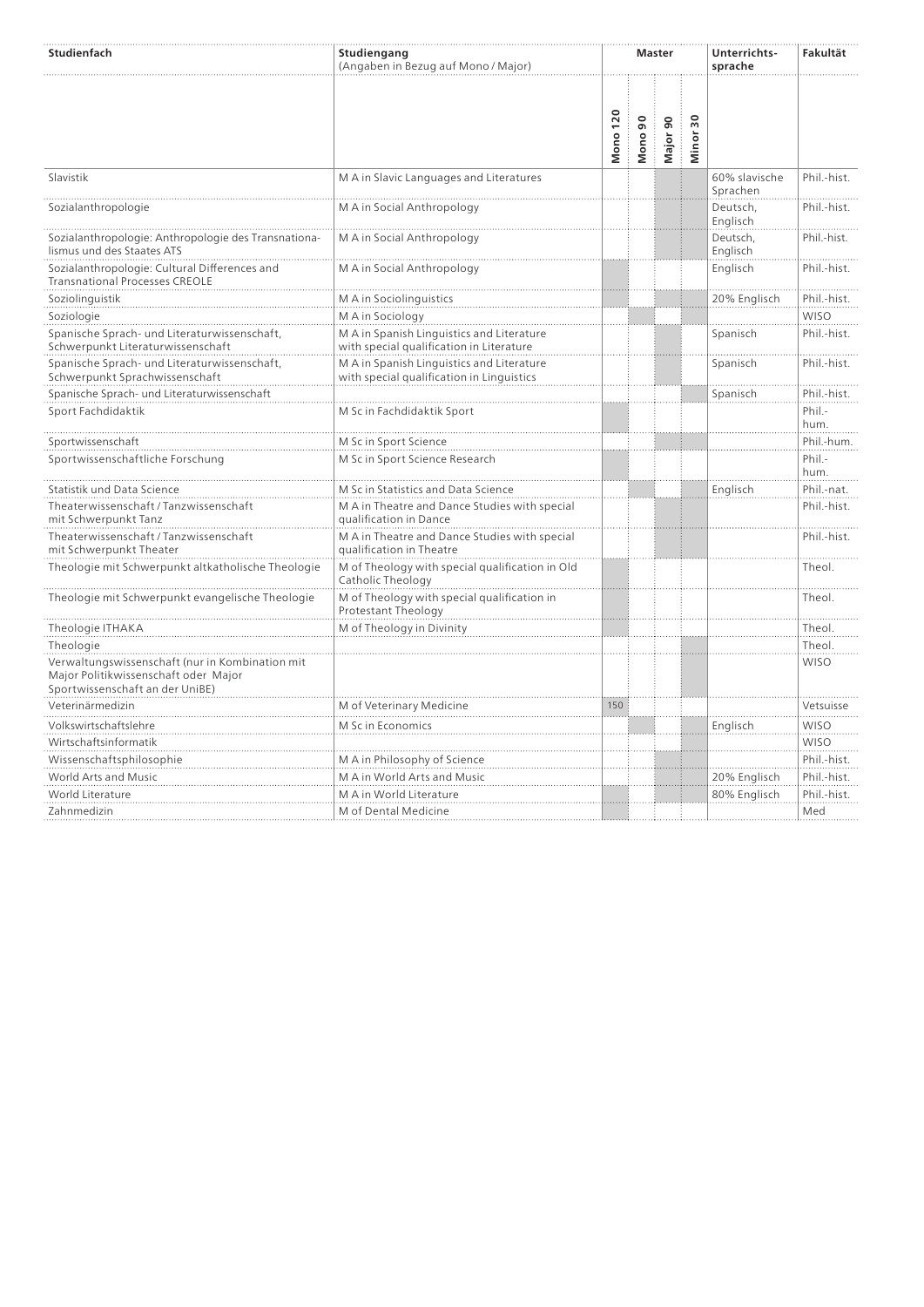| Studienfach | Studiengang (Angaben in Bezug auf Mono / Major) | Master | | | | Unterrichts-sprache | Fakultät |
|---|---|---|---|---|---|---|---|
| | | Mono 120 | Mono 90 | Major 90 | Minor 30 | | |
| Slavistik | M A in Slavic Languages and Literatures | | | x | | 60% slavische Sprachen | Phil.-hist. |
| Sozialanthropologie | M A in Social Anthropology | | | x | | Deutsch, Englisch | Phil.-hist. |
| Sozialanthropologie: Anthropologie des Transnationalismus und des Staates ATS | M A in Social Anthropology | | | x | | Deutsch, Englisch | Phil.-hist. |
| Sozialanthropologie: Cultural Differences and Transnational Processes CREOLE | M A in Social Anthropology | x | | | | Englisch | Phil.-hist. |
| Soziolinguistik | M A in Sociolinguistics | x | | x | x | 20% Englisch | Phil.-hist. |
| Soziologie | M A in Sociology | | x | | x | | WISO |
| Spanische Sprach- und Literaturwissenschaft, Schwerpunkt Literaturwissenschaft | M A in Spanish Linguistics and Literature with special qualification in Literature | | | x | | Spanisch | Phil.-hist. |
| Spanische Sprach- und Literaturwissenschaft, Schwerpunkt Sprachwissenschaft | M A in Spanish Linguistics and Literature with special qualification in Linguistics | | | x | | Spanisch | Phil.-hist. |
| Spanische Sprach- und Literaturwissenschaft | | | | | x | Spanisch | Phil.-hist. |
| Sport Fachdidaktik | M Sc in Fachdidaktik Sport | x | | | | | Phil.-hum. |
| Sportwissenschaft | M Sc in Sport Science | | | x | x | | Phil.-hum. |
| Sportwissenschaftliche Forschung | M Sc in Sport Science Research | x | | | | | Phil.-hum. |
| Statistik und Data Science | M Sc in Statistics and Data Science | | x | | x | Englisch | Phil.-nat. |
| Theaterwissenschaft / Tanzwissenschaft mit Schwerpunkt Tanz | M A in Theatre and Dance Studies with special qualification in Dance | | | x | x | | Phil.-hist. |
| Theaterwissenschaft / Tanzwissenschaft mit Schwerpunkt Theater | M A in Theatre and Dance Studies with special qualification in Theatre | | | x | x | | Phil.-hist. |
| Theologie mit Schwerpunkt altkatholische Theologie | M of Theology with special qualification in Old Catholic Theology | x | | | | | Theol. |
| Theologie mit Schwerpunkt evangelische Theologie | M of Theology with special qualification in Protestant Theology | x | | | | | Theol. |
| Theologie ITHAKA | M of Theology in Divinity | x | | | | | Theol. |
| Theologie | | | | | x | | Theol. |
| Verwaltungswissenschaft (nur in Kombination mit Major Politikwissenschaft oder Major Sportwissenschaft an der UniBE) | | | | | x | | WISO |
| Veterinärmedizin | M of Veterinary Medicine | 150 | | | | | Vetsuisse |
| Volkswirtschaftslehre | M Sc in Economics | | x | | x | Englisch | WISO |
| Wirtschaftsinformatik | | | | | x | | WISO |
| Wissenschaftsphilosophie | M A in Philosophy of Science | | | x | x | | Phil.-hist. |
| World Arts and Music | M A in World Arts and Music | | | x | x | 20% Englisch | Phil.-hist. |
| World Literature | M A in World Literature | x | | x | x | 80% Englisch | Phil.-hist. |
| Zahnmedizin | M of Dental Medicine | x | | | | | Med |